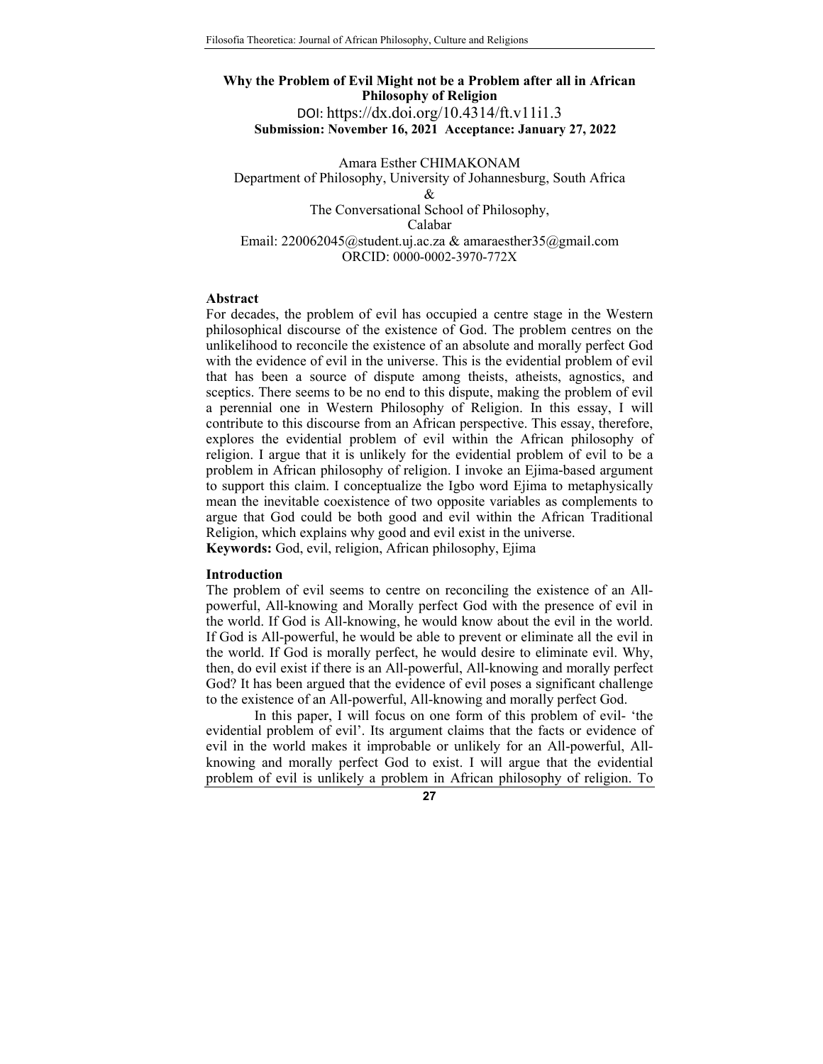# Why the Problem of Evil Might not be a Problem after all in African Philosophy of Religion

DOI: https://dx.doi.org/10.4314/ft.v11i1.3

**Submission: November 16, 2021 Acceptance: January 27, 2022**

Amara Esther CHIMAKONAM
Department of Philosophy, University of Johannesburg, South Africa
&
The Conversational School of Philosophy,
Calabar
Email: 220062045@student.uj.ac.za & amaraesther35@gmail.com
ORCID: 0000-0002-3970-772X

## Abstract

For decades, the problem of evil has occupied a centre stage in the Western philosophical discourse of the existence of God. The problem centres on the unlikelihood to reconcile the existence of an absolute and morally perfect God with the evidence of evil in the universe. This is the evidential problem of evil that has been a source of dispute among theists, atheists, agnostics, and sceptics. There seems to be no end to this dispute, making the problem of evil a perennial one in Western Philosophy of Religion. In this essay, I will contribute to this discourse from an African perspective. This essay, therefore, explores the evidential problem of evil within the African philosophy of religion. I argue that it is unlikely for the evidential problem of evil to be a problem in African philosophy of religion. I invoke an Ejima-based argument to support this claim. I conceptualize the Igbo word Ejima to metaphysically mean the inevitable coexistence of two opposite variables as complements to argue that God could be both good and evil within the African Traditional Religion, which explains why good and evil exist in the universe.

**Keywords:** God, evil, religion, African philosophy, Ejima

## Introduction

The problem of evil seems to centre on reconciling the existence of an All-powerful, All-knowing and Morally perfect God with the presence of evil in the world. If God is All-knowing, he would know about the evil in the world. If God is All-powerful, he would be able to prevent or eliminate all the evil in the world. If God is morally perfect, he would desire to eliminate evil. Why, then, do evil exist if there is an All-powerful, All-knowing and morally perfect God? It has been argued that the evidence of evil poses a significant challenge to the existence of an All-powerful, All-knowing and morally perfect God.

In this paper, I will focus on one form of this problem of evil- 'the evidential problem of evil'. Its argument claims that the facts or evidence of evil in the world makes it improbable or unlikely for an All-powerful, All-knowing and morally perfect God to exist. I will argue that the evidential problem of evil is unlikely a problem in African philosophy of religion. To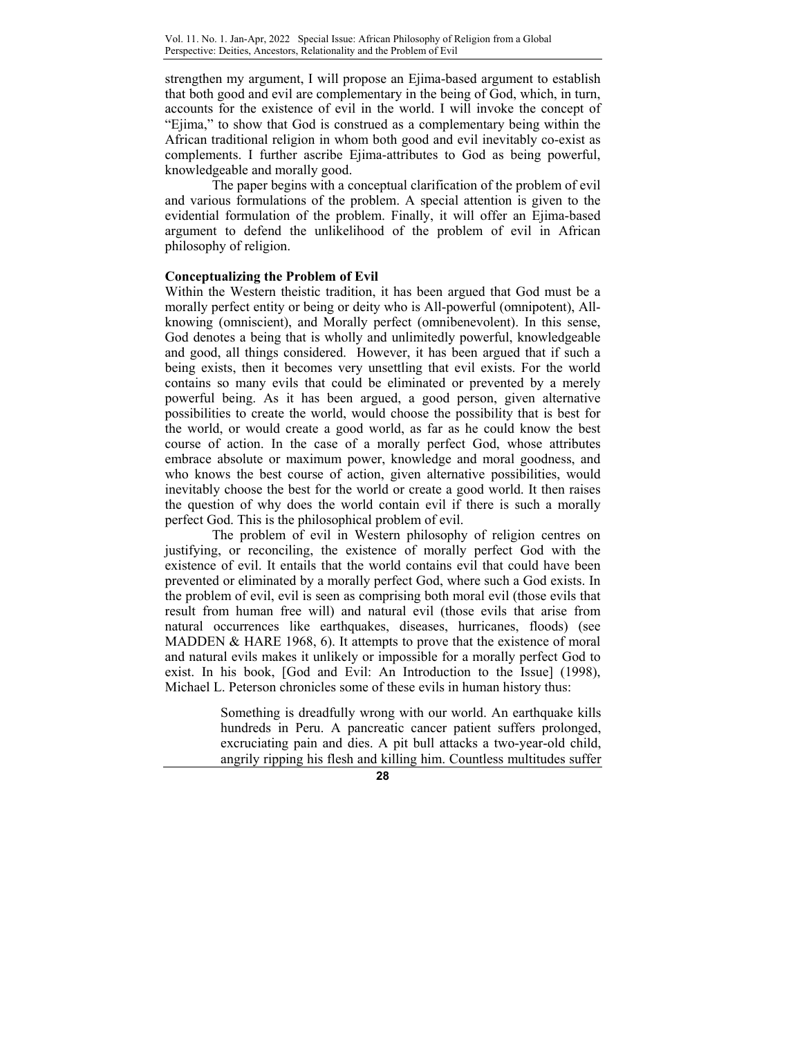strengthen my argument, I will propose an Ejima-based argument to establish that both good and evil are complementary in the being of God, which, in turn, accounts for the existence of evil in the world. I will invoke the concept of "Ejima," to show that God is construed as a complementary being within the African traditional religion in whom both good and evil inevitably co-exist as complements. I further ascribe Ejima-attributes to God as being powerful, knowledgeable and morally good.

The paper begins with a conceptual clarification of the problem of evil and various formulations of the problem. A special attention is given to the evidential formulation of the problem. Finally, it will offer an Ejima-based argument to defend the unlikelihood of the problem of evil in African philosophy of religion.

**Conceptualizing the Problem of Evil**

Within the Western theistic tradition, it has been argued that God must be a morally perfect entity or being or deity who is All-powerful (omnipotent), All-knowing (omniscient), and Morally perfect (omnibenevolent). In this sense, God denotes a being that is wholly and unlimitedly powerful, knowledgeable and good, all things considered. However, it has been argued that if such a being exists, then it becomes very unsettling that evil exists. For the world contains so many evils that could be eliminated or prevented by a merely powerful being. As it has been argued, a good person, given alternative possibilities to create the world, would choose the possibility that is best for the world, or would create a good world, as far as he could know the best course of action. In the case of a morally perfect God, whose attributes embrace absolute or maximum power, knowledge and moral goodness, and who knows the best course of action, given alternative possibilities, would inevitably choose the best for the world or create a good world. It then raises the question of why does the world contain evil if there is such a morally perfect God. This is the philosophical problem of evil.

The problem of evil in Western philosophy of religion centres on justifying, or reconciling, the existence of morally perfect God with the existence of evil. It entails that the world contains evil that could have been prevented or eliminated by a morally perfect God, where such a God exists. In the problem of evil, evil is seen as comprising both moral evil (those evils that result from human free will) and natural evil (those evils that arise from natural occurrences like earthquakes, diseases, hurricanes, floods) (see MADDEN & HARE 1968, 6). It attempts to prove that the existence of moral and natural evils makes it unlikely or impossible for a morally perfect God to exist. In his book, [God and Evil: An Introduction to the Issue] (1998), Michael L. Peterson chronicles some of these evils in human history thus:

> Something is dreadfully wrong with our world. An earthquake kills hundreds in Peru. A pancreatic cancer patient suffers prolonged, excruciating pain and dies. A pit bull attacks a two-year-old child, angrily ripping his flesh and killing him. Countless multitudes suffer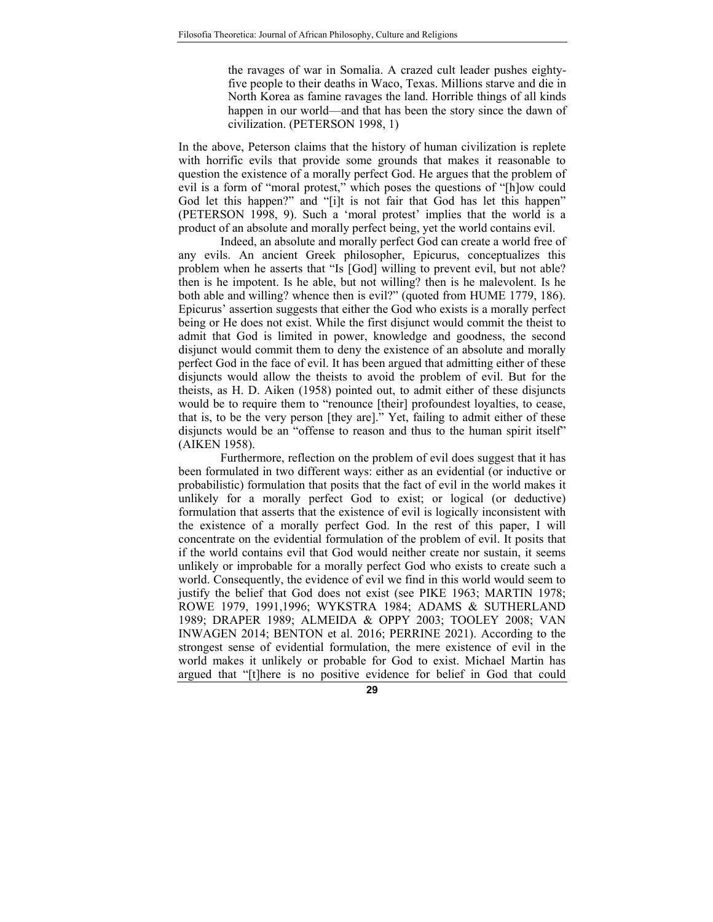> the ravages of war in Somalia. A crazed cult leader pushes eighty-five people to their deaths in Waco, Texas. Millions starve and die in North Korea as famine ravages the land. Horrible things of all kinds happen in our world—and that has been the story since the dawn of civilization. (PETERSON 1998, 1)

In the above, Peterson claims that the history of human civilization is replete with horrific evils that provide some grounds that makes it reasonable to question the existence of a morally perfect God. He argues that the problem of evil is a form of "moral protest," which poses the questions of "[h]ow could God let this happen?" and "[i]t is not fair that God has let this happen" (PETERSON 1998, 9). Such a 'moral protest' implies that the world is a product of an absolute and morally perfect being, yet the world contains evil.

Indeed, an absolute and morally perfect God can create a world free of any evils. An ancient Greek philosopher, Epicurus, conceptualizes this problem when he asserts that "Is [God] willing to prevent evil, but not able? then is he impotent. Is he able, but not willing? then is he malevolent. Is he both able and willing? whence then is evil?" (quoted from HUME 1779, 186). Epicurus' assertion suggests that either the God who exists is a morally perfect being or He does not exist. While the first disjunct would commit the theist to admit that God is limited in power, knowledge and goodness, the second disjunct would commit them to deny the existence of an absolute and morally perfect God in the face of evil. It has been argued that admitting either of these disjuncts would allow the theists to avoid the problem of evil. But for the theists, as H. D. Aiken (1958) pointed out, to admit either of these disjuncts would be to require them to "renounce [their] profoundest loyalties, to cease, that is, to be the very person [they are]." Yet, failing to admit either of these disjuncts would be an "offense to reason and thus to the human spirit itself" (AIKEN 1958).

Furthermore, reflection on the problem of evil does suggest that it has been formulated in two different ways: either as an evidential (or inductive or probabilistic) formulation that posits that the fact of evil in the world makes it unlikely for a morally perfect God to exist; or logical (or deductive) formulation that asserts that the existence of evil is logically inconsistent with the existence of a morally perfect God. In the rest of this paper, I will concentrate on the evidential formulation of the problem of evil. It posits that if the world contains evil that God would neither create nor sustain, it seems unlikely or improbable for a morally perfect God who exists to create such a world. Consequently, the evidence of evil we find in this world would seem to justify the belief that God does not exist (see PIKE 1963; MARTIN 1978; ROWE 1979, 1991,1996; WYKSTRA 1984; ADAMS & SUTHERLAND 1989; DRAPER 1989; ALMEIDA & OPPY 2003; TOOLEY 2008; VAN INWAGEN 2014; BENTON et al. 2016; PERRINE 2021). According to the strongest sense of evidential formulation, the mere existence of evil in the world makes it unlikely or probable for God to exist. Michael Martin has argued that "[t]here is no positive evidence for belief in God that could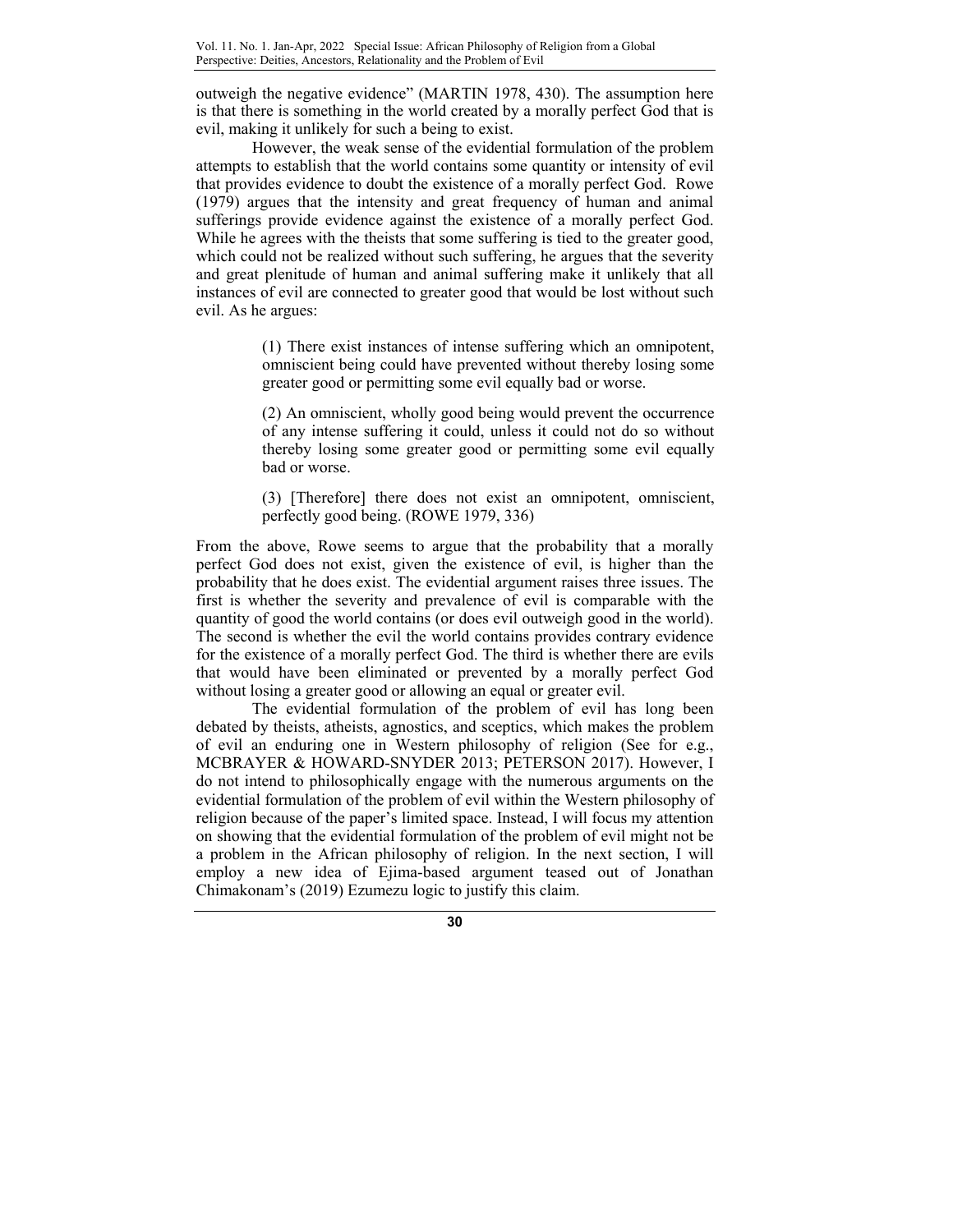outweigh the negative evidence" (MARTIN 1978, 430). The assumption here is that there is something in the world created by a morally perfect God that is evil, making it unlikely for such a being to exist.

However, the weak sense of the evidential formulation of the problem attempts to establish that the world contains some quantity or intensity of evil that provides evidence to doubt the existence of a morally perfect God. Rowe (1979) argues that the intensity and great frequency of human and animal sufferings provide evidence against the existence of a morally perfect God. While he agrees with the theists that some suffering is tied to the greater good, which could not be realized without such suffering, he argues that the severity and great plenitude of human and animal suffering make it unlikely that all instances of evil are connected to greater good that would be lost without such evil. As he argues:

> (1) There exist instances of intense suffering which an omnipotent, omniscient being could have prevented without thereby losing some greater good or permitting some evil equally bad or worse.
>
> (2) An omniscient, wholly good being would prevent the occurrence of any intense suffering it could, unless it could not do so without thereby losing some greater good or permitting some evil equally bad or worse.
>
> (3) [Therefore] there does not exist an omnipotent, omniscient, perfectly good being. (ROWE 1979, 336)

From the above, Rowe seems to argue that the probability that a morally perfect God does not exist, given the existence of evil, is higher than the probability that he does exist. The evidential argument raises three issues. The first is whether the severity and prevalence of evil is comparable with the quantity of good the world contains (or does evil outweigh good in the world). The second is whether the evil the world contains provides contrary evidence for the existence of a morally perfect God. The third is whether there are evils that would have been eliminated or prevented by a morally perfect God without losing a greater good or allowing an equal or greater evil.

The evidential formulation of the problem of evil has long been debated by theists, atheists, agnostics, and sceptics, which makes the problem of evil an enduring one in Western philosophy of religion (See for e.g., MCBRAYER & HOWARD-SNYDER 2013; PETERSON 2017). However, I do not intend to philosophically engage with the numerous arguments on the evidential formulation of the problem of evil within the Western philosophy of religion because of the paper's limited space. Instead, I will focus my attention on showing that the evidential formulation of the problem of evil might not be a problem in the African philosophy of religion. In the next section, I will employ a new idea of Ejima-based argument teased out of Jonathan Chimakonam's (2019) Ezumezu logic to justify this claim.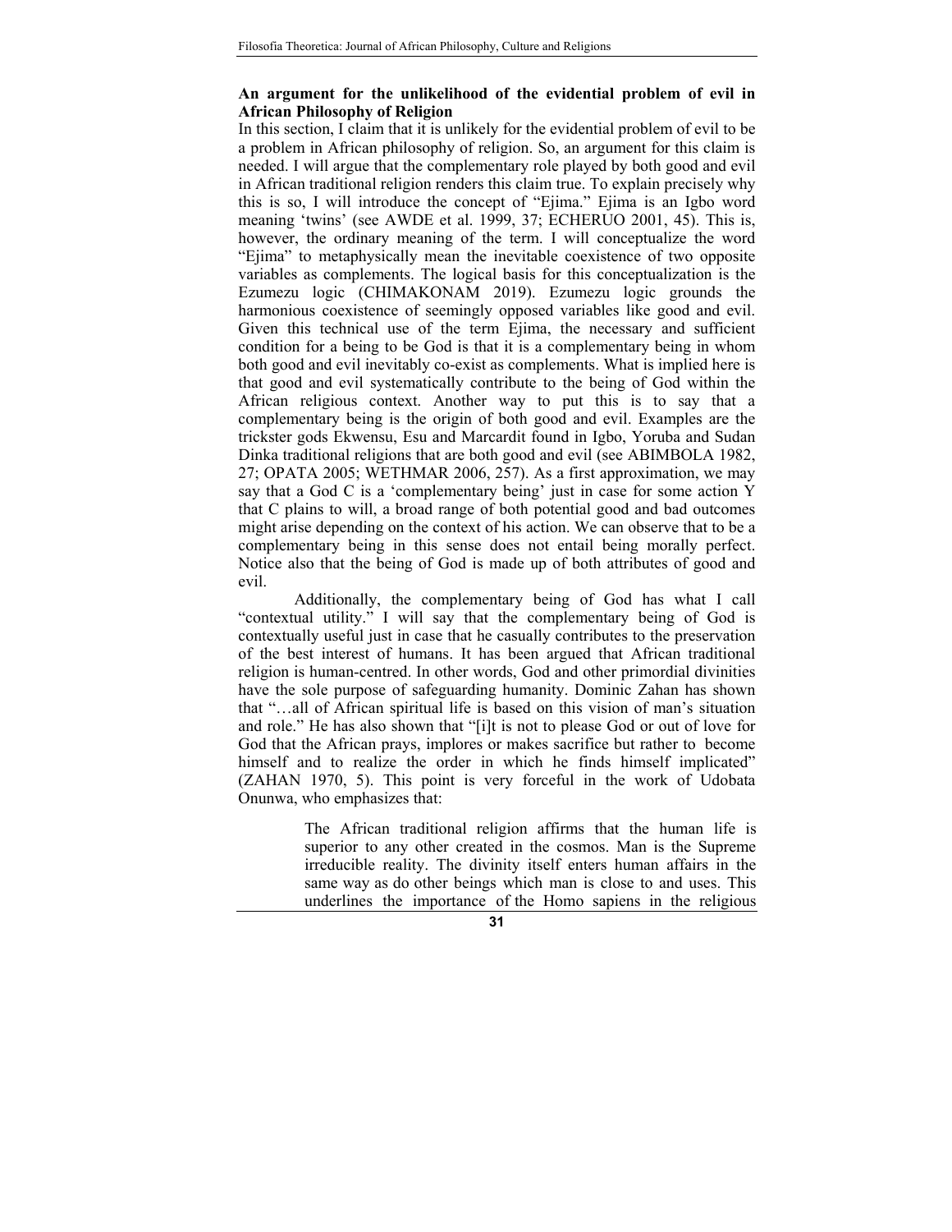**An argument for the unlikelihood of the evidential problem of evil in African Philosophy of Religion**

In this section, I claim that it is unlikely for the evidential problem of evil to be a problem in African philosophy of religion. So, an argument for this claim is needed. I will argue that the complementary role played by both good and evil in African traditional religion renders this claim true. To explain precisely why this is so, I will introduce the concept of "Ejima." Ejima is an Igbo word meaning 'twins' (see AWDE et al. 1999, 37; ECHERUO 2001, 45). This is, however, the ordinary meaning of the term. I will conceptualize the word "Ejima" to metaphysically mean the inevitable coexistence of two opposite variables as complements. The logical basis for this conceptualization is the Ezumezu logic (CHIMAKONAM 2019). Ezumezu logic grounds the harmonious coexistence of seemingly opposed variables like good and evil. Given this technical use of the term Ejima, the necessary and sufficient condition for a being to be God is that it is a complementary being in whom both good and evil inevitably co-exist as complements. What is implied here is that good and evil systematically contribute to the being of God within the African religious context. Another way to put this is to say that a complementary being is the origin of both good and evil. Examples are the trickster gods Ekwensu, Esu and Marcardit found in Igbo, Yoruba and Sudan Dinka traditional religions that are both good and evil (see ABIMBOLA 1982, 27; OPATA 2005; WETHMAR 2006, 257). As a first approximation, we may say that a God C is a 'complementary being' just in case for some action Y that C plains to will, a broad range of both potential good and bad outcomes might arise depending on the context of his action. We can observe that to be a complementary being in this sense does not entail being morally perfect. Notice also that the being of God is made up of both attributes of good and evil.

Additionally, the complementary being of God has what I call "contextual utility." I will say that the complementary being of God is contextually useful just in case that he casually contributes to the preservation of the best interest of humans. It has been argued that African traditional religion is human-centred. In other words, God and other primordial divinities have the sole purpose of safeguarding humanity. Dominic Zahan has shown that "…all of African spiritual life is based on this vision of man's situation and role." He has also shown that "[i]t is not to please God or out of love for God that the African prays, implores or makes sacrifice but rather to become himself and to realize the order in which he finds himself implicated" (ZAHAN 1970, 5). This point is very forceful in the work of Udobata Onunwa, who emphasizes that:

> The African traditional religion affirms that the human life is superior to any other created in the cosmos. Man is the Supreme irreducible reality. The divinity itself enters human affairs in the same way as do other beings which man is close to and uses. This underlines the importance of the Homo sapiens in the religious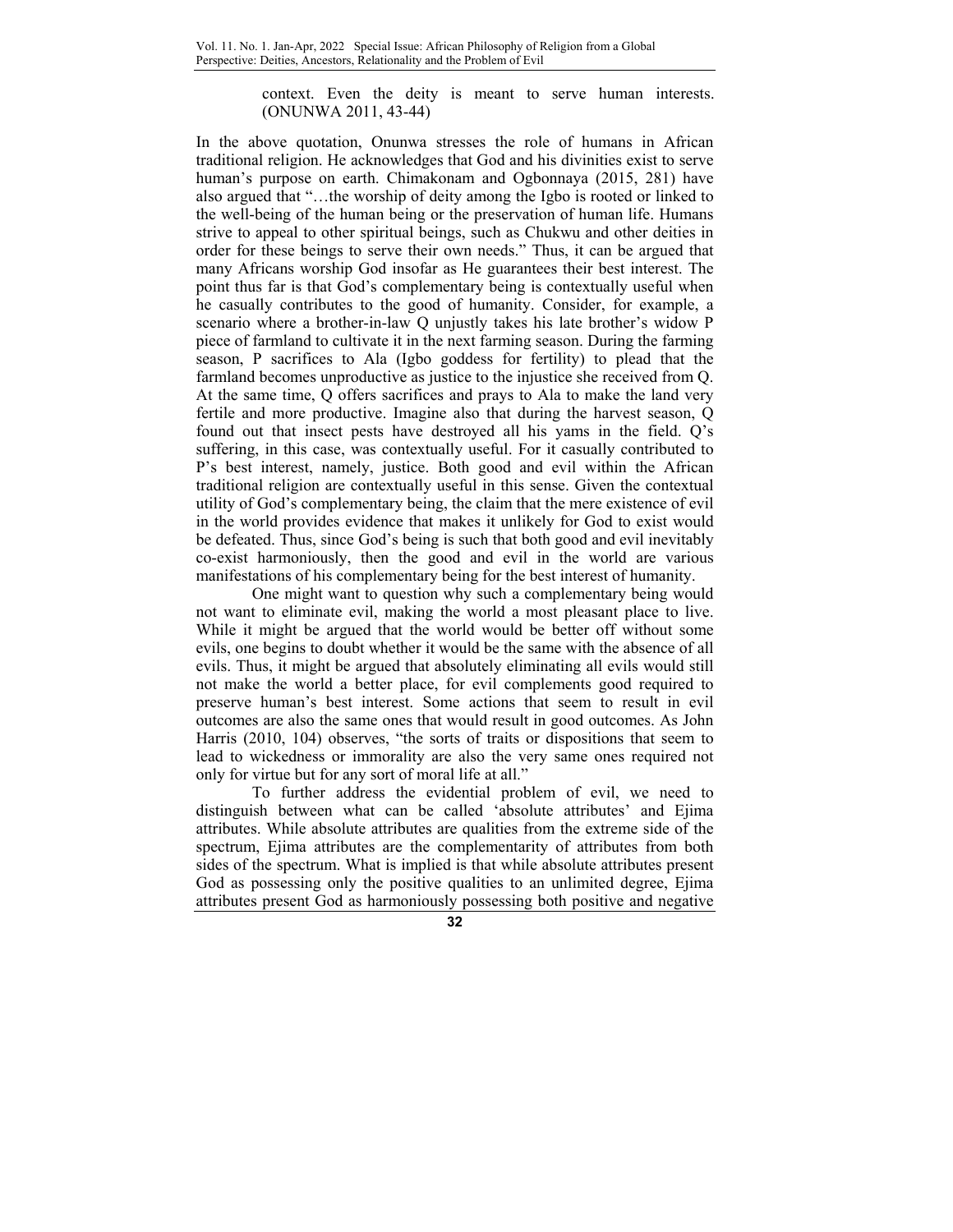> context. Even the deity is meant to serve human interests. (ONUNWA 2011, 43-44)

In the above quotation, Onunwa stresses the role of humans in African traditional religion. He acknowledges that God and his divinities exist to serve human's purpose on earth. Chimakonam and Ogbonnaya (2015, 281) have also argued that "…the worship of deity among the Igbo is rooted or linked to the well-being of the human being or the preservation of human life. Humans strive to appeal to other spiritual beings, such as Chukwu and other deities in order for these beings to serve their own needs." Thus, it can be argued that many Africans worship God insofar as He guarantees their best interest. The point thus far is that God's complementary being is contextually useful when he casually contributes to the good of humanity. Consider, for example, a scenario where a brother-in-law Q unjustly takes his late brother's widow P piece of farmland to cultivate it in the next farming season. During the farming season, P sacrifices to Ala (Igbo goddess for fertility) to plead that the farmland becomes unproductive as justice to the injustice she received from Q. At the same time, Q offers sacrifices and prays to Ala to make the land very fertile and more productive. Imagine also that during the harvest season, Q found out that insect pests have destroyed all his yams in the field. Q's suffering, in this case, was contextually useful. For it casually contributed to P's best interest, namely, justice. Both good and evil within the African traditional religion are contextually useful in this sense. Given the contextual utility of God's complementary being, the claim that the mere existence of evil in the world provides evidence that makes it unlikely for God to exist would be defeated. Thus, since God's being is such that both good and evil inevitably co-exist harmoniously, then the good and evil in the world are various manifestations of his complementary being for the best interest of humanity.

One might want to question why such a complementary being would not want to eliminate evil, making the world a most pleasant place to live. While it might be argued that the world would be better off without some evils, one begins to doubt whether it would be the same with the absence of all evils. Thus, it might be argued that absolutely eliminating all evils would still not make the world a better place, for evil complements good required to preserve human's best interest. Some actions that seem to result in evil outcomes are also the same ones that would result in good outcomes. As John Harris (2010, 104) observes, "the sorts of traits or dispositions that seem to lead to wickedness or immorality are also the very same ones required not only for virtue but for any sort of moral life at all."

To further address the evidential problem of evil, we need to distinguish between what can be called 'absolute attributes' and Ejima attributes. While absolute attributes are qualities from the extreme side of the spectrum, Ejima attributes are the complementarity of attributes from both sides of the spectrum. What is implied is that while absolute attributes present God as possessing only the positive qualities to an unlimited degree, Ejima attributes present God as harmoniously possessing both positive and negative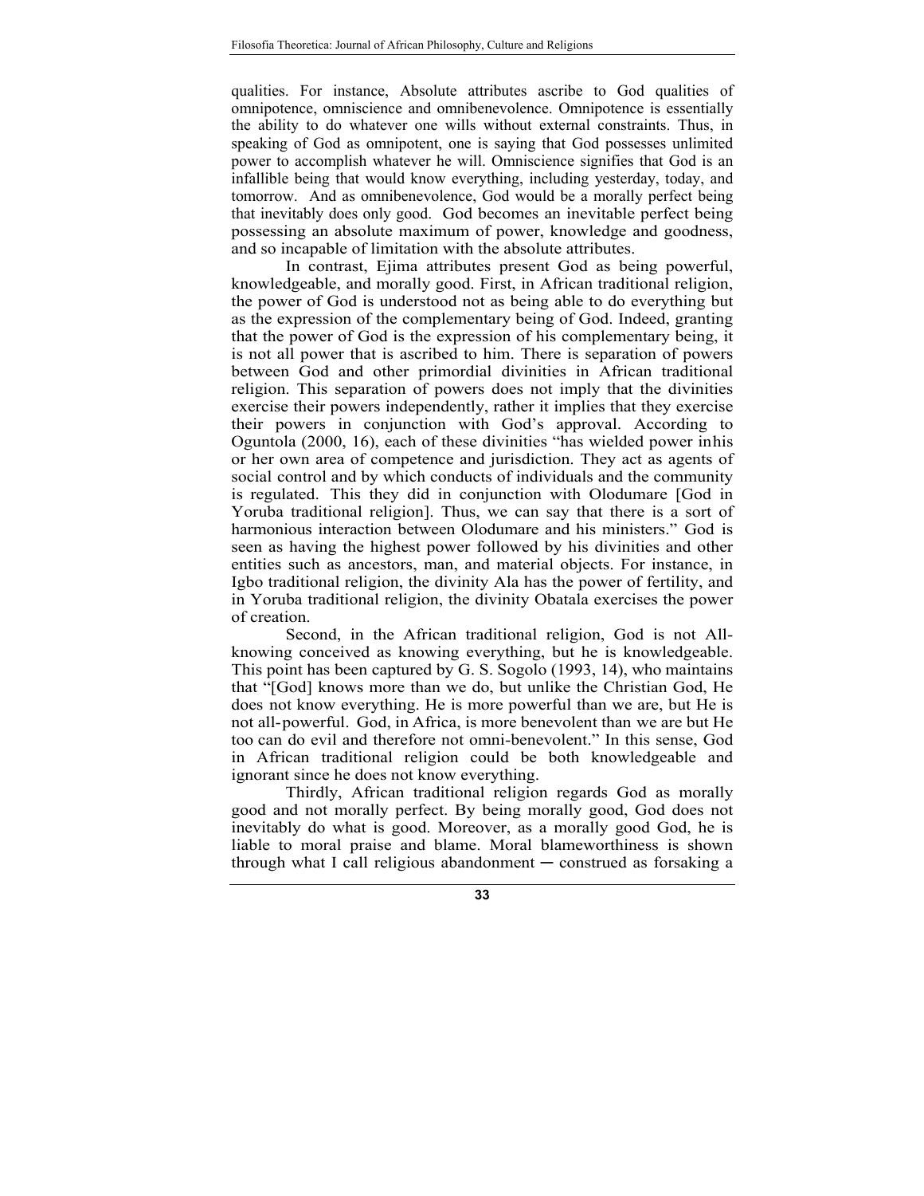qualities. For instance, Absolute attributes ascribe to God qualities of omnipotence, omniscience and omnibenevolence. Omnipotence is essentially the ability to do whatever one wills without external constraints. Thus, in speaking of God as omnipotent, one is saying that God possesses unlimited power to accomplish whatever he will. Omniscience signifies that God is an infallible being that would know everything, including yesterday, today, and tomorrow. And as omnibenevolence, God would be a morally perfect being that inevitably does only good. God becomes an inevitable perfect being possessing an absolute maximum of power, knowledge and goodness, and so incapable of limitation with the absolute attributes.

In contrast, Ejima attributes present God as being powerful, knowledgeable, and morally good. First, in African traditional religion, the power of God is understood not as being able to do everything but as the expression of the complementary being of God. Indeed, granting that the power of God is the expression of his complementary being, it is not all power that is ascribed to him. There is separation of powers between God and other primordial divinities in African traditional religion. This separation of powers does not imply that the divinities exercise their powers independently, rather it implies that they exercise their powers in conjunction with God's approval. According to Oguntola (2000, 16), each of these divinities "has wielded power inhis or her own area of competence and jurisdiction. They act as agents of social control and by which conducts of individuals and the community is regulated. This they did in conjunction with Olodumare [God in Yoruba traditional religion]. Thus, we can say that there is a sort of harmonious interaction between Olodumare and his ministers." God is seen as having the highest power followed by his divinities and other entities such as ancestors, man, and material objects. For instance, in Igbo traditional religion, the divinity Ala has the power of fertility, and in Yoruba traditional religion, the divinity Obatala exercises the power of creation.

Second, in the African traditional religion, God is not All-knowing conceived as knowing everything, but he is knowledgeable. This point has been captured by G. S. Sogolo (1993, 14), who maintains that "[God] knows more than we do, but unlike the Christian God, He does not know everything. He is more powerful than we are, but He is not all-powerful. God, in Africa, is more benevolent than we are but He too can do evil and therefore not omni-benevolent." In this sense, God in African traditional religion could be both knowledgeable and ignorant since he does not know everything.

Thirdly, African traditional religion regards God as morally good and not morally perfect. By being morally good, God does not inevitably do what is good. Moreover, as a morally good God, he is liable to moral praise and blame. Moral blameworthiness is shown through what I call religious abandonment ─ construed as forsaking a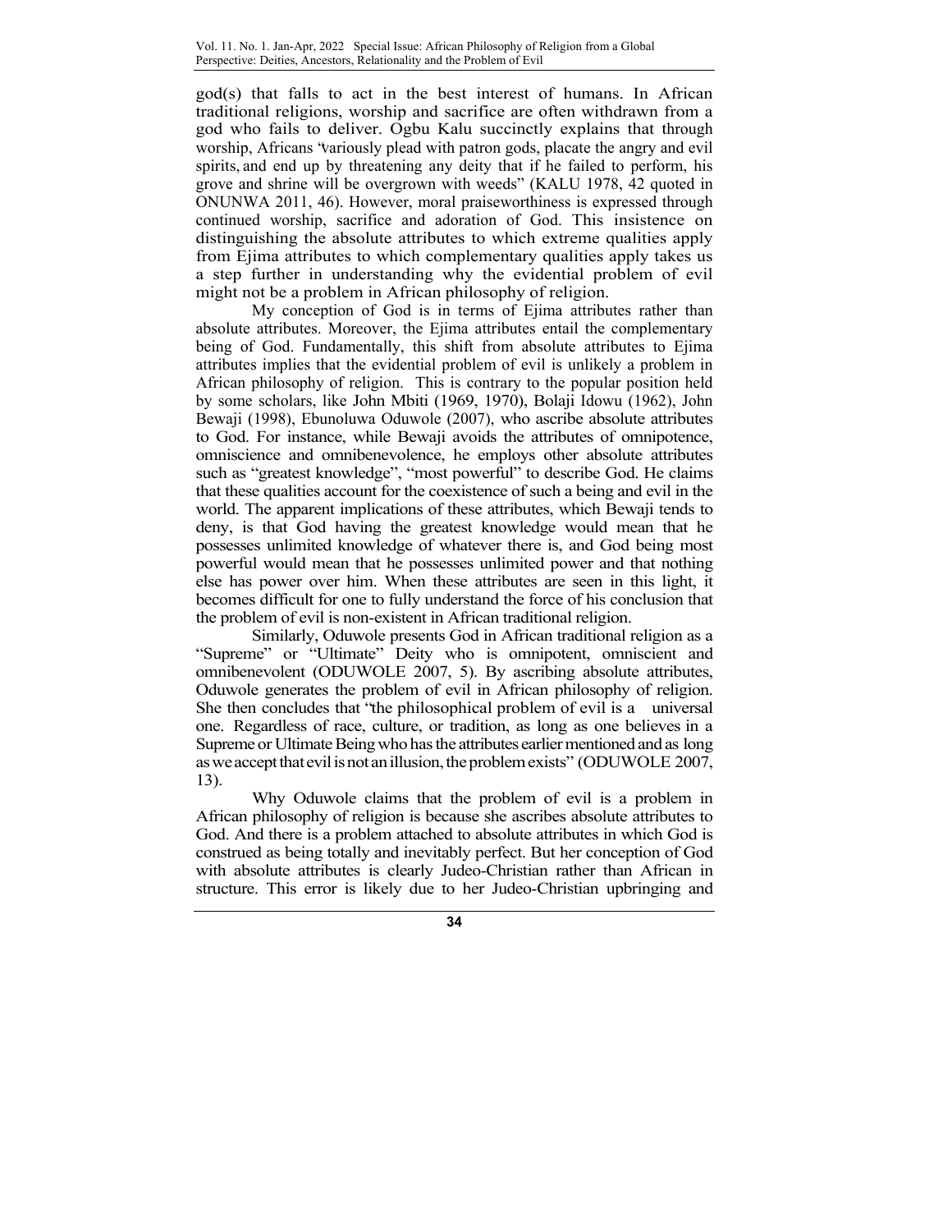god(s) that falls to act in the best interest of humans. In African traditional religions, worship and sacrifice are often withdrawn from a god who fails to deliver. Ogbu Kalu succinctly explains that through worship, Africans "variously plead with patron gods, placate the angry and evil spirits, and end up by threatening any deity that if he failed to perform, his grove and shrine will be overgrown with weeds" (KALU 1978, 42 quoted in ONUNWA 2011, 46). However, moral praiseworthiness is expressed through continued worship, sacrifice and adoration of God. This insistence on distinguishing the absolute attributes to which extreme qualities apply from Ejima attributes to which complementary qualities apply takes us a step further in understanding why the evidential problem of evil might not be a problem in African philosophy of religion.

My conception of God is in terms of Ejima attributes rather than absolute attributes. Moreover, the Ejima attributes entail the complementary being of God. Fundamentally, this shift from absolute attributes to Ejima attributes implies that the evidential problem of evil is unlikely a problem in African philosophy of religion. This is contrary to the popular position held by some scholars, like John Mbiti (1969, 1970), Bolaji Idowu (1962), John Bewaji (1998), Ebunoluwa Oduwole (2007), who ascribe absolute attributes to God. For instance, while Bewaji avoids the attributes of omnipotence, omniscience and omnibenevolence, he employs other absolute attributes such as "greatest knowledge", "most powerful" to describe God. He claims that these qualities account for the coexistence of such a being and evil in the world. The apparent implications of these attributes, which Bewaji tends to deny, is that God having the greatest knowledge would mean that he possesses unlimited knowledge of whatever there is, and God being most powerful would mean that he possesses unlimited power and that nothing else has power over him. When these attributes are seen in this light, it becomes difficult for one to fully understand the force of his conclusion that the problem of evil is non-existent in African traditional religion.

Similarly, Oduwole presents God in African traditional religion as a "Supreme" or "Ultimate" Deity who is omnipotent, omniscient and omnibenevolent (ODUWOLE 2007, 5). By ascribing absolute attributes, Oduwole generates the problem of evil in African philosophy of religion. She then concludes that "the philosophical problem of evil is a universal one. Regardless of race, culture, or tradition, as long as one believes in a Supreme or Ultimate Being who has the attributes earlier mentioned and as long as we accept that evil is not an illusion, the problem exists" (ODUWOLE 2007, 13).

Why Oduwole claims that the problem of evil is a problem in African philosophy of religion is because she ascribes absolute attributes to God. And there is a problem attached to absolute attributes in which God is construed as being totally and inevitably perfect. But her conception of God with absolute attributes is clearly Judeo-Christian rather than African in structure. This error is likely due to her Judeo-Christian upbringing and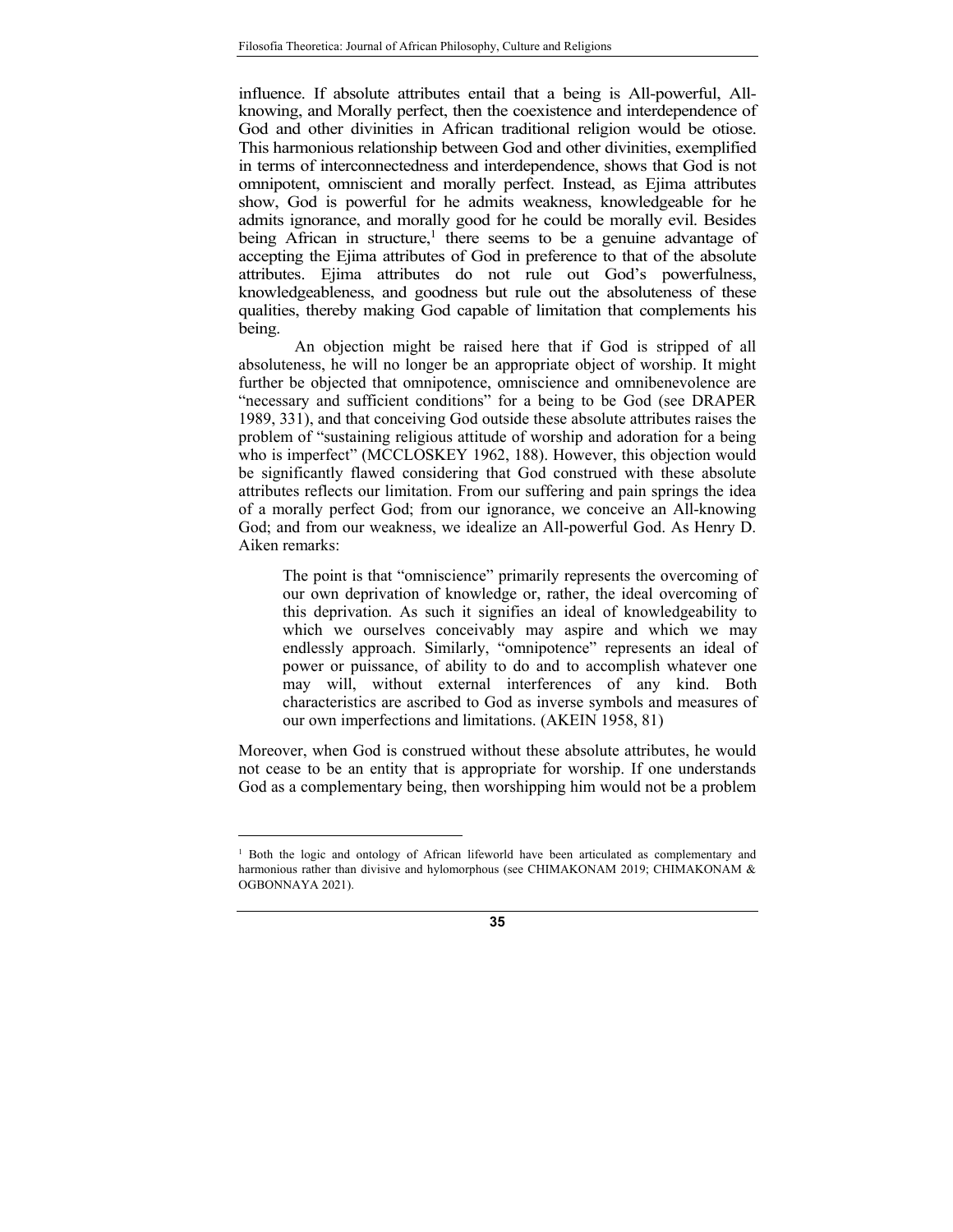influence. If absolute attributes entail that a being is All-powerful, All-knowing, and Morally perfect, then the coexistence and interdependence of God and other divinities in African traditional religion would be otiose. This harmonious relationship between God and other divinities, exemplified in terms of interconnectedness and interdependence, shows that God is not omnipotent, omniscient and morally perfect. Instead, as Ejima attributes show, God is powerful for he admits weakness, knowledgeable for he admits ignorance, and morally good for he could be morally evil. Besides being African in structure,[1] there seems to be a genuine advantage of accepting the Ejima attributes of God in preference to that of the absolute attributes. Ejima attributes do not rule out God's powerfulness, knowledgeableness, and goodness but rule out the absoluteness of these qualities, thereby making God capable of limitation that complements his being.

An objection might be raised here that if God is stripped of all absoluteness, he will no longer be an appropriate object of worship. It might further be objected that omnipotence, omniscience and omnibenevolence are "necessary and sufficient conditions" for a being to be God (see DRAPER 1989, 331), and that conceiving God outside these absolute attributes raises the problem of "sustaining religious attitude of worship and adoration for a being who is imperfect" (MCCLOSKEY 1962, 188). However, this objection would be significantly flawed considering that God construed with these absolute attributes reflects our limitation. From our suffering and pain springs the idea of a morally perfect God; from our ignorance, we conceive an All-knowing God; and from our weakness, we idealize an All-powerful God. As Henry D. Aiken remarks:

> The point is that "omniscience" primarily represents the overcoming of our own deprivation of knowledge or, rather, the ideal overcoming of this deprivation. As such it signifies an ideal of knowledgeability to which we ourselves conceivably may aspire and which we may endlessly approach. Similarly, "omnipotence" represents an ideal of power or puissance, of ability to do and to accomplish whatever one may will, without external interferences of any kind. Both characteristics are ascribed to God as inverse symbols and measures of our own imperfections and limitations. (AKEIN 1958, 81)

Moreover, when God is construed without these absolute attributes, he would not cease to be an entity that is appropriate for worship. If one understands God as a complementary being, then worshipping him would not be a problem

---

[1] Both the logic and ontology of African lifeworld have been articulated as complementary and harmonious rather than divisive and hylomorphous (see CHIMAKONAM 2019; CHIMAKONAM & OGBONNAYA 2021).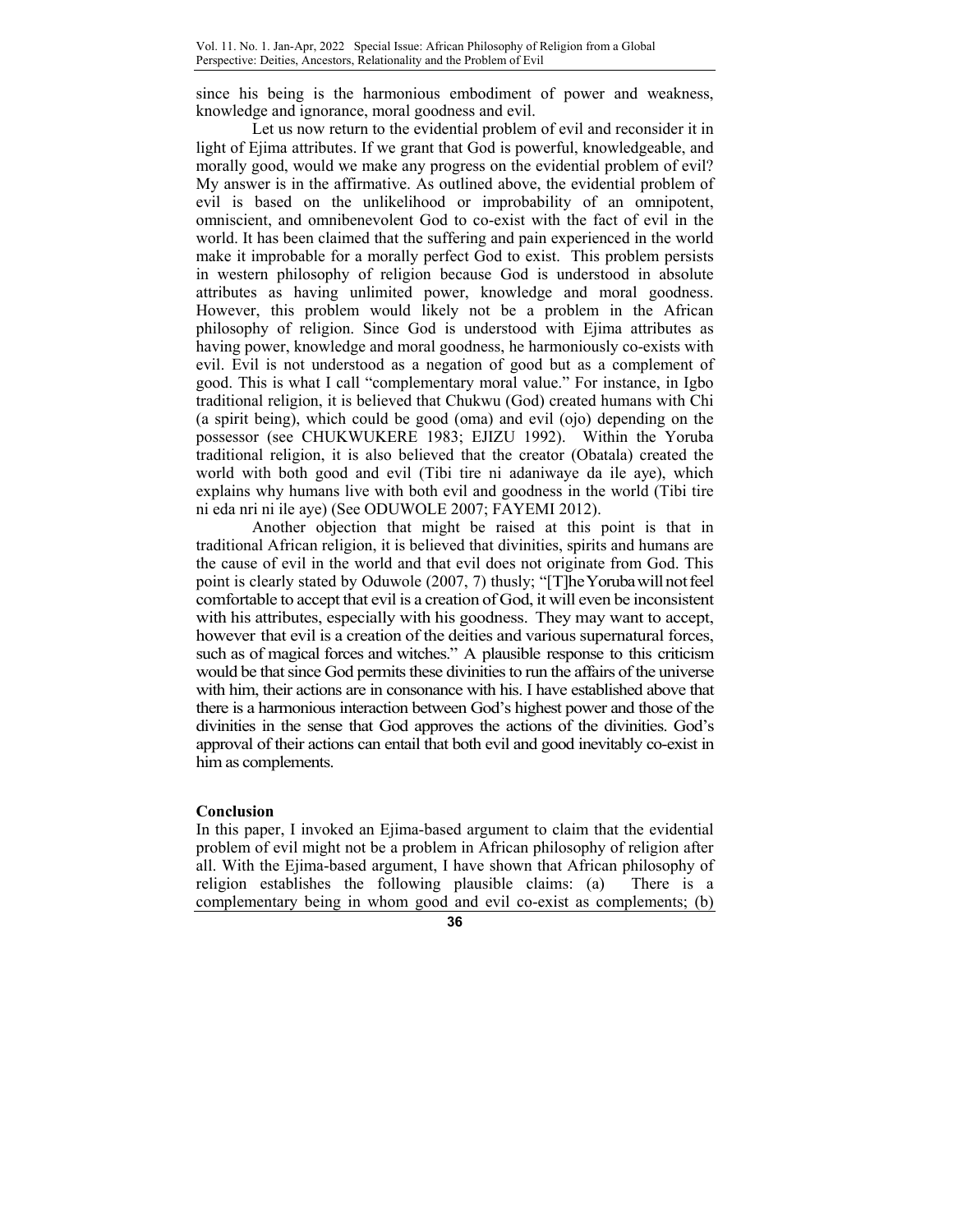since his being is the harmonious embodiment of power and weakness, knowledge and ignorance, moral goodness and evil.

Let us now return to the evidential problem of evil and reconsider it in light of Ejima attributes. If we grant that God is powerful, knowledgeable, and morally good, would we make any progress on the evidential problem of evil? My answer is in the affirmative. As outlined above, the evidential problem of evil is based on the unlikelihood or improbability of an omnipotent, omniscient, and omnibenevolent God to co-exist with the fact of evil in the world. It has been claimed that the suffering and pain experienced in the world make it improbable for a morally perfect God to exist. This problem persists in western philosophy of religion because God is understood in absolute attributes as having unlimited power, knowledge and moral goodness. However, this problem would likely not be a problem in the African philosophy of religion. Since God is understood with Ejima attributes as having power, knowledge and moral goodness, he harmoniously co-exists with evil. Evil is not understood as a negation of good but as a complement of good. This is what I call "complementary moral value." For instance, in Igbo traditional religion, it is believed that Chukwu (God) created humans with Chi (a spirit being), which could be good (oma) and evil (ojo) depending on the possessor (see CHUKWUKERE 1983; EJIZU 1992). Within the Yoruba traditional religion, it is also believed that the creator (Obatala) created the world with both good and evil (Tibi tire ni adaniwaye da ile aye), which explains why humans live with both evil and goodness in the world (Tibi tire ni eda nri ni ile aye) (See ODUWOLE 2007; FAYEMI 2012).

Another objection that might be raised at this point is that in traditional African religion, it is believed that divinities, spirits and humans are the cause of evil in the world and that evil does not originate from God. This point is clearly stated by Oduwole (2007, 7) thusly; "[T]he Yoruba will not feel comfortable to accept that evil is a creation of God, it will even be inconsistent with his attributes, especially with his goodness. They may want to accept, however that evil is a creation of the deities and various supernatural forces, such as of magical forces and witches." A plausible response to this criticism would be that since God permits these divinities to run the affairs of the universe with him, their actions are in consonance with his. I have established above that there is a harmonious interaction between God's highest power and those of the divinities in the sense that God approves the actions of the divinities. God's approval of their actions can entail that both evil and good inevitably co-exist in him as complements.

## Conclusion

In this paper, I invoked an Ejima-based argument to claim that the evidential problem of evil might not be a problem in African philosophy of religion after all. With the Ejima-based argument, I have shown that African philosophy of religion establishes the following plausible claims: (a) There is a complementary being in whom good and evil co-exist as complements; (b)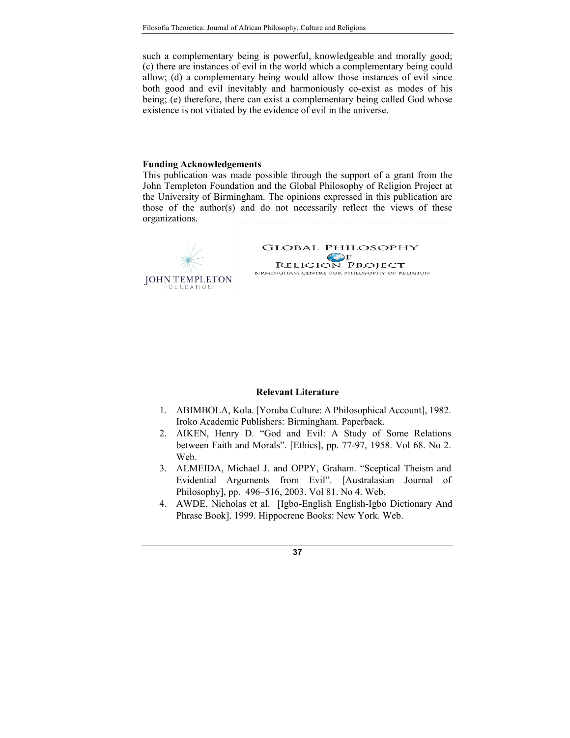such a complementary being is powerful, knowledgeable and morally good; (c) there are instances of evil in the world which a complementary being could allow; (d) a complementary being would allow those instances of evil since both good and evil inevitably and harmoniously co-exist as modes of his being; (e) therefore, there can exist a complementary being called God whose existence is not vitiated by the evidence of evil in the universe.

**Funding Acknowledgements**

This publication was made possible through the support of a grant from the John Templeton Foundation and the Global Philosophy of Religion Project at the University of Birmingham. The opinions expressed in this publication are those of the author(s) and do not necessarily reflect the views of these organizations.

JOHN TEMPLETON FOUNDATION

GLOBAL PHILOSOPHY OF RELIGION PROJECT
BIRMINGHAM CENTRE FOR PHILOSOPHY OF RELIGION

## Relevant Literature

1. ABIMBOLA, Kola. [Yoruba Culture: A Philosophical Account], 1982. Iroko Academic Publishers: Birmingham. Paperback.
2. AIKEN, Henry D. "God and Evil: A Study of Some Relations between Faith and Morals". [Ethics], pp. 77-97, 1958. Vol 68. No 2. Web.
3. ALMEIDA, Michael J. and OPPY, Graham. "Sceptical Theism and Evidential Arguments from Evil". [Australasian Journal of Philosophy], pp. 496–516, 2003. Vol 81. No 4. Web.
4. AWDE, Nicholas et al. [Igbo-English English-Igbo Dictionary And Phrase Book]. 1999. Hippocrene Books: New York. Web.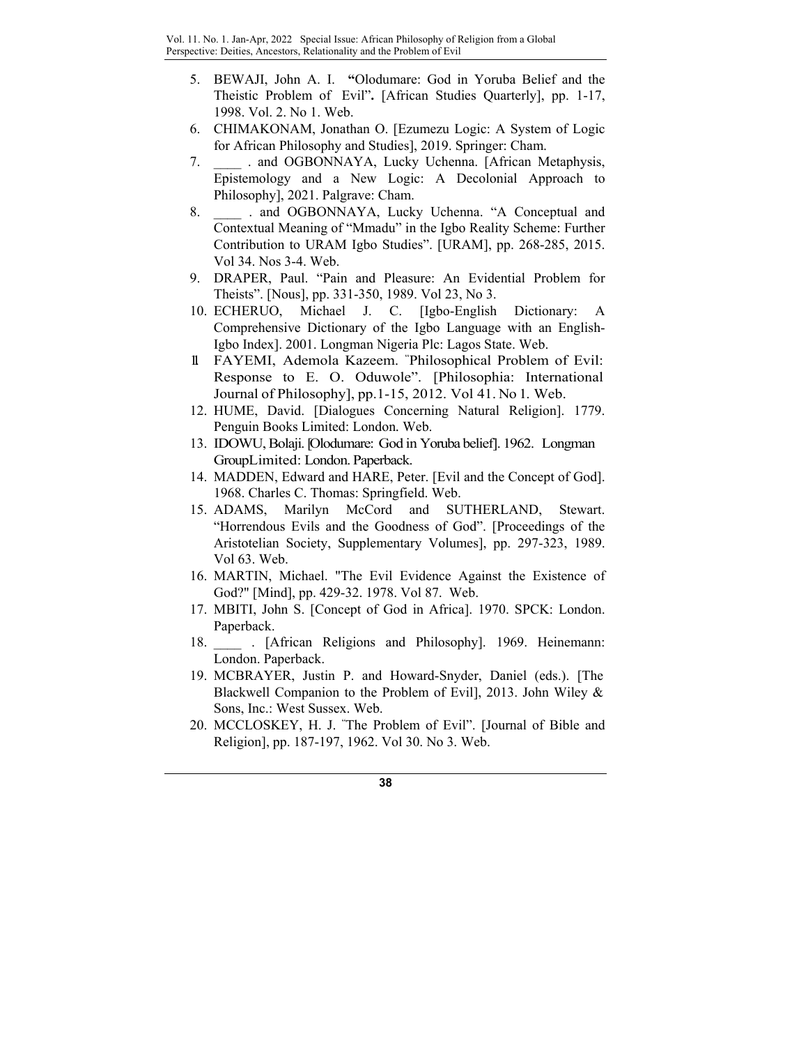5. BEWAJI, John A. I. **"**Olodumare: God in Yoruba Belief and the Theistic Problem of Evil"**.** [African Studies Quarterly], pp. 1-17, 1998. Vol. 2. No 1. Web.
6. CHIMAKONAM, Jonathan O. [Ezumezu Logic: A System of Logic for African Philosophy and Studies], 2019. Springer: Cham.
7. ____ . and OGBONNAYA, Lucky Uchenna. [African Metaphysis, Epistemology and a New Logic: A Decolonial Approach to Philosophy], 2021. Palgrave: Cham.
8. ____ . and OGBONNAYA, Lucky Uchenna. "A Conceptual and Contextual Meaning of "Mmadu" in the Igbo Reality Scheme: Further Contribution to URAM Igbo Studies". [URAM], pp. 268-285, 2015. Vol 34. Nos 3-4. Web.
9. DRAPER, Paul. "Pain and Pleasure: An Evidential Problem for Theists". [Nous], pp. 331-350, 1989. Vol 23, No 3.
10. ECHERUO, Michael J. C. [Igbo-English Dictionary: A Comprehensive Dictionary of the Igbo Language with an English-Igbo Index]. 2001. Longman Nigeria Plc: Lagos State. Web.
11. FAYEMI, Ademola Kazeem. "Philosophical Problem of Evil: Response to E. O. Oduwole". [Philosophia: International Journal of Philosophy], pp.1-15, 2012. Vol 41. No 1. Web.
12. HUME, David. [Dialogues Concerning Natural Religion]. 1779. Penguin Books Limited: London. Web.
13. IDOWU, Bolaji. [Olodumare: God in Yoruba belief]. 1962. Longman GroupLimited: London. Paperback.
14. MADDEN, Edward and HARE, Peter. [Evil and the Concept of God]. 1968. Charles C. Thomas: Springfield. Web.
15. ADAMS, Marilyn McCord and SUTHERLAND, Stewart. "Horrendous Evils and the Goodness of God". [Proceedings of the Aristotelian Society, Supplementary Volumes], pp. 297-323, 1989. Vol 63. Web.
16. MARTIN, Michael. "The Evil Evidence Against the Existence of God?" [Mind], pp. 429-32. 1978. Vol 87. Web.
17. MBITI, John S. [Concept of God in Africa]. 1970. SPCK: London. Paperback.
18. ____ . [African Religions and Philosophy]. 1969. Heinemann: London. Paperback.
19. MCBRAYER, Justin P. and Howard-Snyder, Daniel (eds.). [The Blackwell Companion to the Problem of Evil], 2013. John Wiley & Sons, Inc.: West Sussex. Web.
20. MCCLOSKEY, H. J. "The Problem of Evil". [Journal of Bible and Religion], pp. 187-197, 1962. Vol 30. No 3. Web.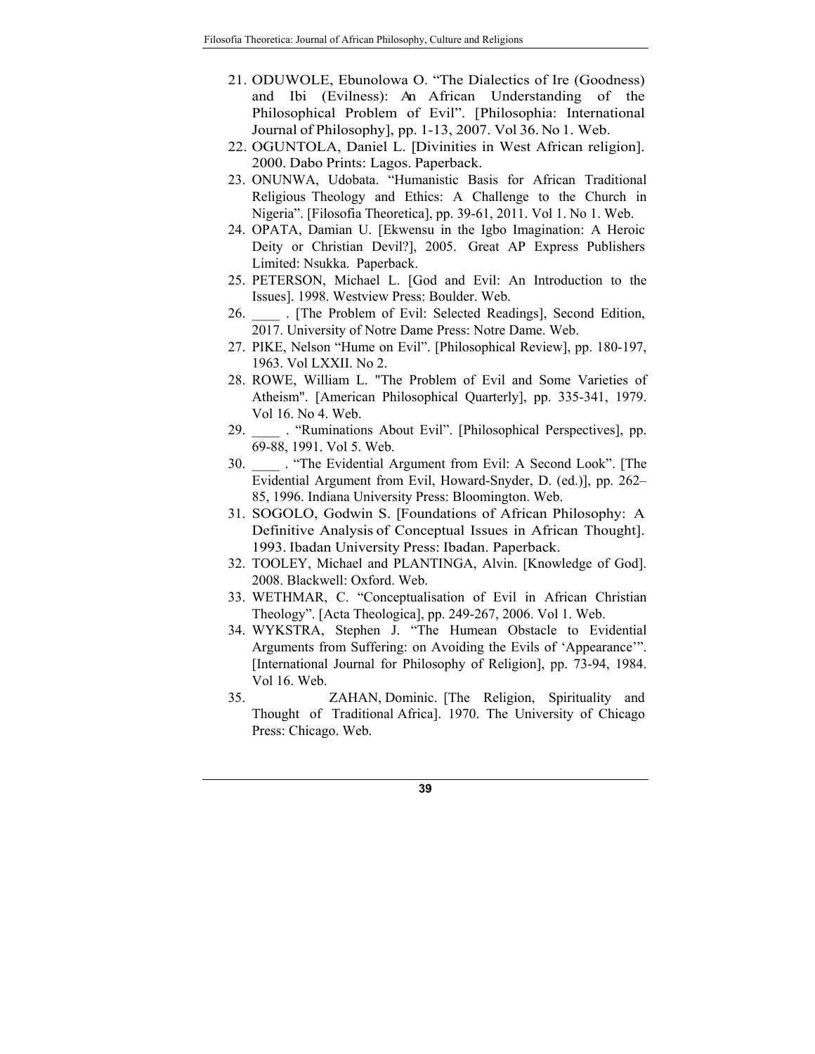21. ODUWOLE, Ebunolowa O. "The Dialectics of Ire (Goodness) and Ibi (Evilness): An African Understanding of the Philosophical Problem of Evil". [Philosophia: International Journal of Philosophy], pp. 1-13, 2007. Vol 36. No 1. Web.
22. OGUNTOLA, Daniel L. [Divinities in West African religion]. 2000. Dabo Prints: Lagos. Paperback.
23. ONUNWA, Udobata. "Humanistic Basis for African Traditional Religious Theology and Ethics: A Challenge to the Church in Nigeria". [Filosofia Theoretica], pp. 39-61, 2011. Vol 1. No 1. Web.
24. OPATA, Damian U. [Ekwensu in the Igbo Imagination: A Heroic Deity or Christian Devil?], 2005. Great AP Express Publishers Limited: Nsukka. Paperback.
25. PETERSON, Michael L. [God and Evil: An Introduction to the Issues]. 1998. Westview Press: Boulder. Web.
26. ____ . [The Problem of Evil: Selected Readings], Second Edition, 2017. University of Notre Dame Press: Notre Dame. Web.
27. PIKE, Nelson "Hume on Evil". [Philosophical Review], pp. 180-197, 1963. Vol LXXII. No 2.
28. ROWE, William L. "The Problem of Evil and Some Varieties of Atheism". [American Philosophical Quarterly], pp. 335-341, 1979. Vol 16. No 4. Web.
29. ____ . "Ruminations About Evil". [Philosophical Perspectives], pp. 69-88, 1991. Vol 5. Web.
30. ____ . "The Evidential Argument from Evil: A Second Look". [The Evidential Argument from Evil, Howard-Snyder, D. (ed.)], pp. 262–85, 1996. Indiana University Press: Bloomington. Web.
31. SOGOLO, Godwin S. [Foundations of African Philosophy: A Definitive Analysis of Conceptual Issues in African Thought]. 1993. Ibadan University Press: Ibadan. Paperback.
32. TOOLEY, Michael and PLANTINGA, Alvin. [Knowledge of God]. 2008. Blackwell: Oxford. Web.
33. WETHMAR, C. "Conceptualisation of Evil in African Christian Theology". [Acta Theologica], pp. 249-267, 2006. Vol 1. Web.
34. WYKSTRA, Stephen J. "The Humean Obstacle to Evidential Arguments from Suffering: on Avoiding the Evils of 'Appearance'". [International Journal for Philosophy of Religion], pp. 73-94, 1984. Vol 16. Web.
35. ZAHAN, Dominic. [The Religion, Spirituality and Thought of Traditional Africa]. 1970. The University of Chicago Press: Chicago. Web.